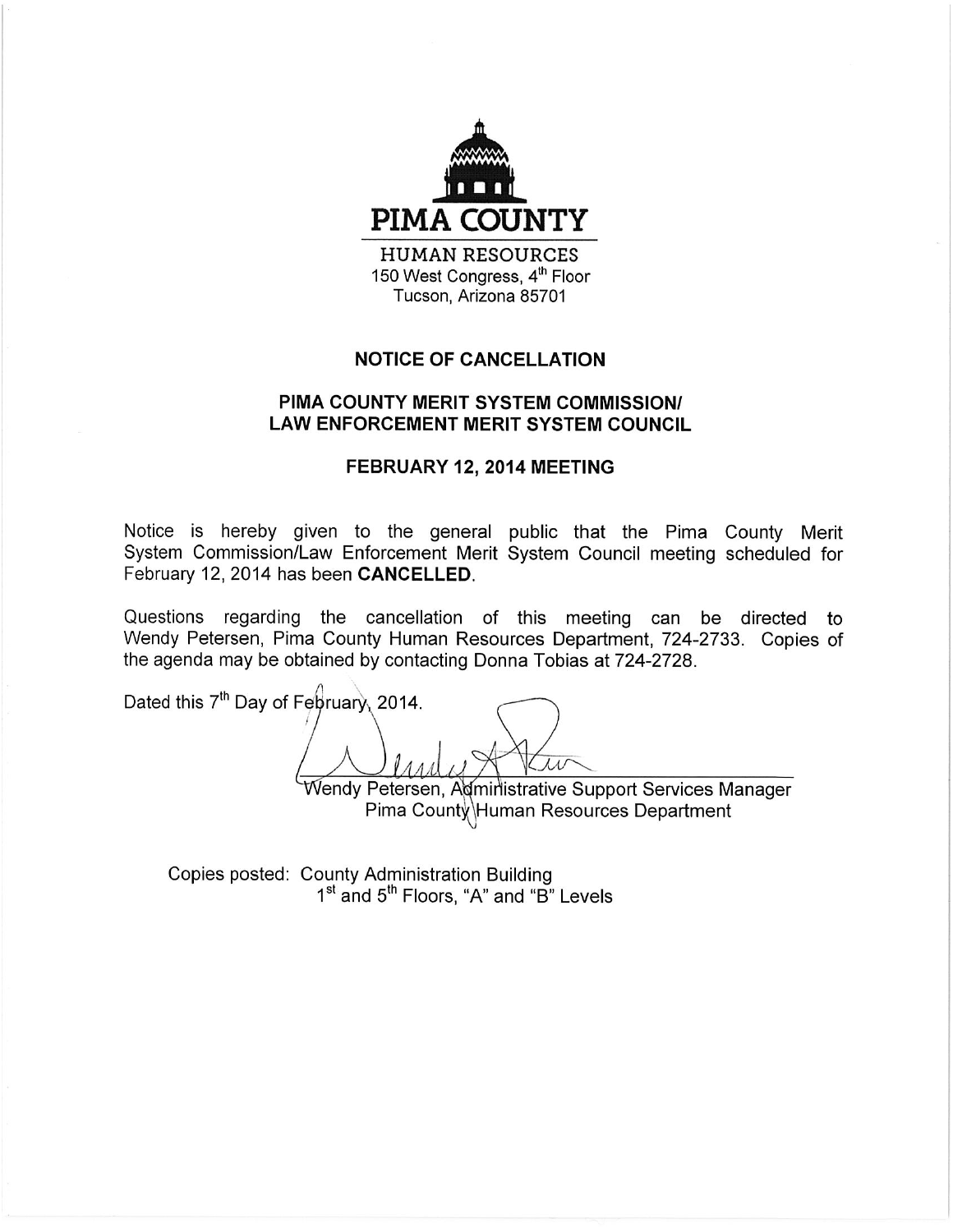# PIMA COUNTY

HUMAN RESOURCES
150 West Congress, 4th Floor
Tucson, Arizona 85701

## NOTICE OF CANCELLATION

## PIMA COUNTY MERIT SYSTEM COMMISSION/ LAW ENFORCEMENT MERIT SYSTEM COUNCIL

## FEBRUARY 12, 2014 MEETING

Notice is hereby given to the general public that the Pima County Merit System Commission/Law Enforcement Merit System Council meeting scheduled for February 12, 2014 has been **CANCELLED**.

Questions regarding the cancellation of this meeting can be directed to Wendy Petersen, Pima County Human Resources Department, 724-2733. Copies of the agenda may be obtained by contacting Donna Tobias at 724-2728.

Dated this 7th Day of February, 2014.

Wendy Petersen, Administrative Support Services Manager
Pima County Human Resources Department

Copies posted: County Administration Building
1st and 5th Floors, "A" and "B" Levels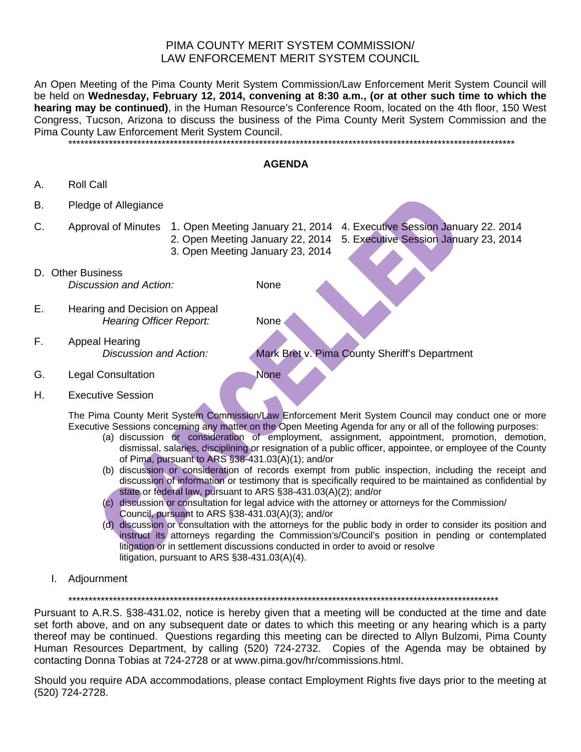# PIMA COUNTY MERIT SYSTEM COMMISSION/ LAW ENFORCEMENT MERIT SYSTEM COUNCIL

An Open Meeting of the Pima County Merit System Commission/Law Enforcement Merit System Council will be held on **Wednesday, February 12, 2014, convening at 8:30 a.m., (or at other such time to which the hearing may be continued)**, in the Human Resource's Conference Room, located on the 4th floor, 150 West Congress, Tucson, Arizona to discuss the business of the Pima County Merit System Commission and the Pima County Law Enforcement Merit System Council.

\*\*\*\*\*\*\*\*\*\*\*\*\*\*\*\*\*\*\*\*\*\*\*\*\*\*\*\*\*\*\*\*\*\*\*\*\*\*\*\*\*\*\*\*\*\*\*\*\*\*\*\*\*\*\*\*\*\*\*\*\*\*\*\*\*\*\*\*\*\*\*\*\*\*\*\*\*\*\*\*\*\*\*\*

## AGENDA

CANCELLED

A. Roll Call

B. Pledge of Allegiance

C. Approval of Minutes
1. Open Meeting January 21, 2014
2. Open Meeting January 22, 2014
3. Open Meeting January 23, 2014
4. Executive Session January 22. 2014
5. Executive Session January 23, 2014

D. Other Business
*Discussion and Action:* None

E. Hearing and Decision on Appeal
*Hearing Officer Report:* None

F. Appeal Hearing
*Discussion and Action:* Mark Bret v. Pima County Sheriff's Department

G. Legal Consultation None

H. Executive Session

The Pima County Merit System Commission/Law Enforcement Merit System Council may conduct one or more Executive Sessions concerning any matter on the Open Meeting Agenda for any or all of the following purposes:

(a) discussion or consideration of employment, assignment, appointment, promotion, demotion, dismissal, salaries, disciplining or resignation of a public officer, appointee, or employee of the County of Pima, pursuant to ARS §38-431.03(A)(1); and/or

(b) discussion or consideration of records exempt from public inspection, including the receipt and discussion of information or testimony that is specifically required to be maintained as confidential by state or federal law, pursuant to ARS §38-431.03(A)(2); and/or

(c) discussion or consultation for legal advice with the attorney or attorneys for the Commission/ Council, pursuant to ARS §38-431.03(A)(3); and/or

(d) discussion or consultation with the attorneys for the public body in order to consider its position and instruct its attorneys regarding the Commission's/Council's position in pending or contemplated litigation or in settlement discussions conducted in order to avoid or resolve litigation, pursuant to ARS §38-431.03(A)(4).

I. Adjournment

\*\*\*\*\*\*\*\*\*\*\*\*\*\*\*\*\*\*\*\*\*\*\*\*\*\*\*\*\*\*\*\*\*\*\*\*\*\*\*\*\*\*\*\*\*\*\*\*\*\*\*\*\*\*\*\*\*\*\*\*\*\*\*\*\*\*\*\*\*\*\*\*\*\*\*\*\*\*\*\*\*\*\*\*

Pursuant to A.R.S. §38-431.02, notice is hereby given that a meeting will be conducted at the time and date set forth above, and on any subsequent date or dates to which this meeting or any hearing which is a party thereof may be continued. Questions regarding this meeting can be directed to Allyn Bulzomi, Pima County Human Resources Department, by calling (520) 724-2732. Copies of the Agenda may be obtained by contacting Donna Tobias at 724-2728 or at www.pima.gov/hr/commissions.html.

Should you require ADA accommodations, please contact Employment Rights five days prior to the meeting at (520) 724-2728.